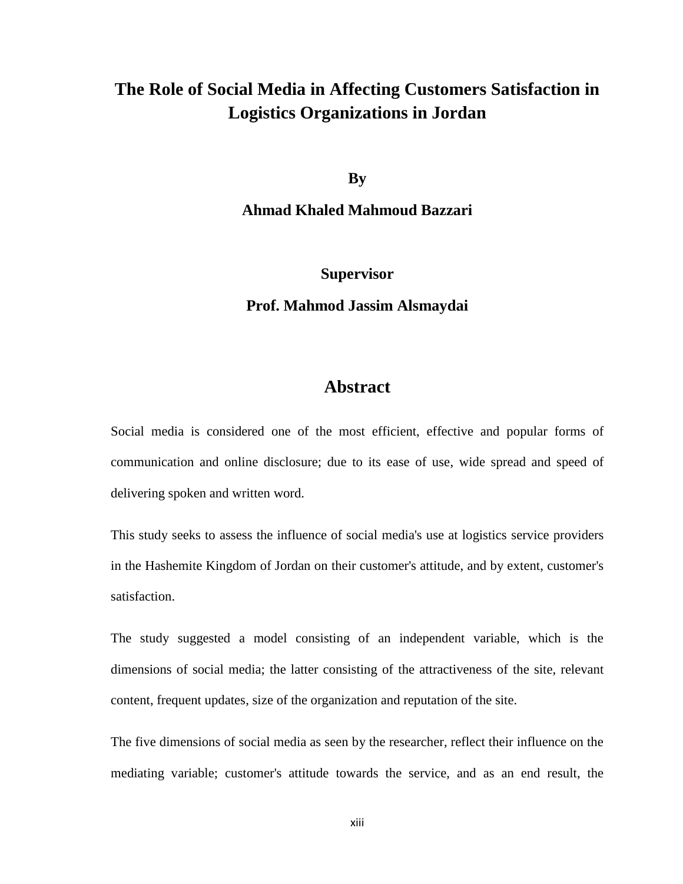# The Role of Social Media in Affecting Customers Satisfaction in Logistics Organizations in Jordan

**By**

**Ahmad Khaled Mahmoud Bazzari**

**Supervisor**

**Prof. Mahmod Jassim Alsmaydai**

## Abstract

Social media is considered one of the most efficient, effective and popular forms of communication and online disclosure; due to its ease of use, wide spread and speed of delivering spoken and written word.

This study seeks to assess the influence of social media's use at logistics service providers in the Hashemite Kingdom of Jordan on their customer's attitude, and by extent, customer's satisfaction.

The study suggested a model consisting of an independent variable, which is the dimensions of social media; the latter consisting of the attractiveness of the site, relevant content, frequent updates, size of the organization and reputation of the site.

The five dimensions of social media as seen by the researcher, reflect their influence on the mediating variable; customer's attitude towards the service, and as an end result, the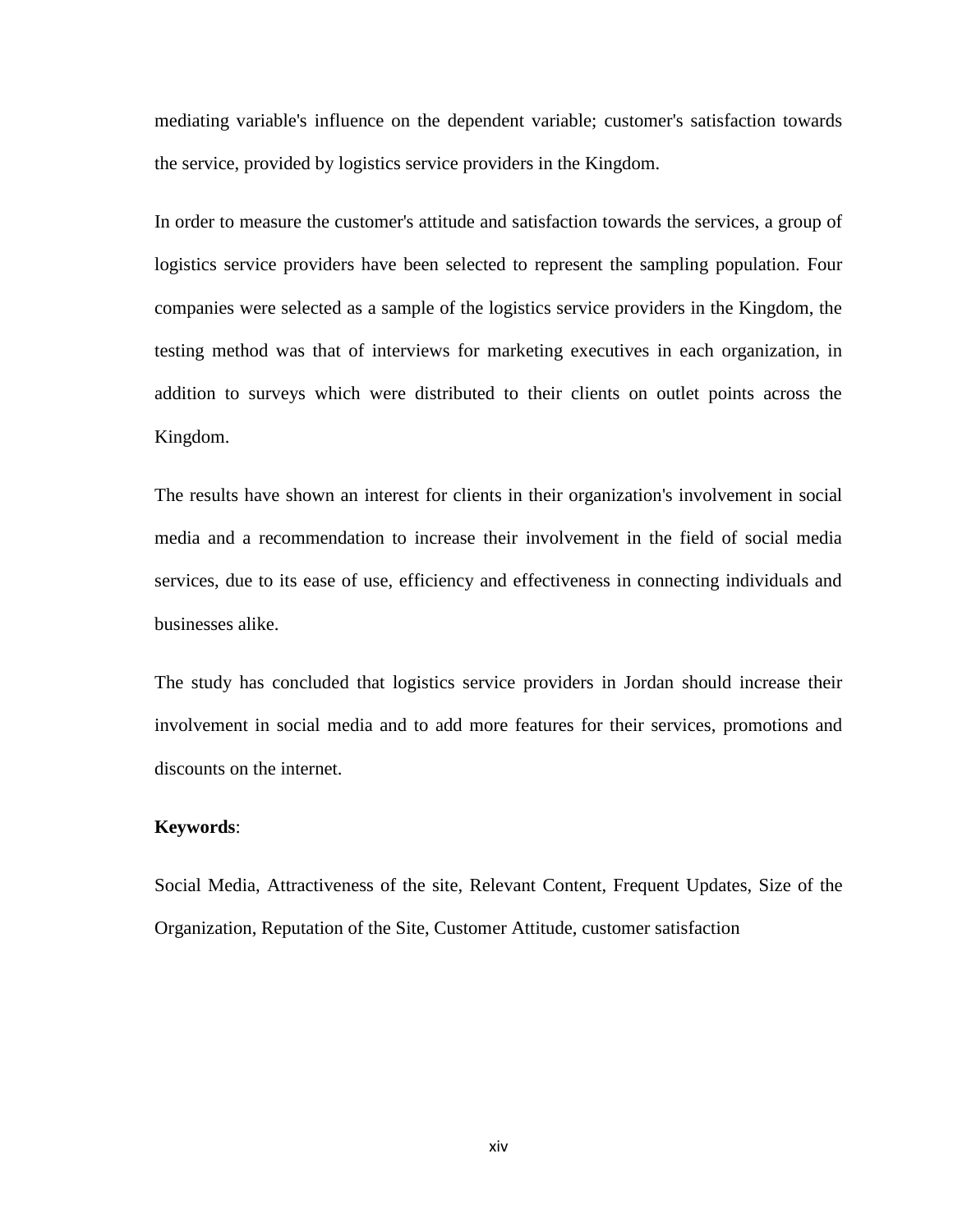mediating variable's influence on the dependent variable; customer's satisfaction towards the service, provided by logistics service providers in the Kingdom.

In order to measure the customer's attitude and satisfaction towards the services, a group of logistics service providers have been selected to represent the sampling population. Four companies were selected as a sample of the logistics service providers in the Kingdom, the testing method was that of interviews for marketing executives in each organization, in addition to surveys which were distributed to their clients on outlet points across the Kingdom.

The results have shown an interest for clients in their organization's involvement in social media and a recommendation to increase their involvement in the field of social media services, due to its ease of use, efficiency and effectiveness in connecting individuals and businesses alike.

The study has concluded that logistics service providers in Jordan should increase their involvement in social media and to add more features for their services, promotions and discounts on the internet.

**Keywords**:

Social Media, Attractiveness of the site, Relevant Content, Frequent Updates, Size of the Organization, Reputation of the Site, Customer Attitude, customer satisfaction